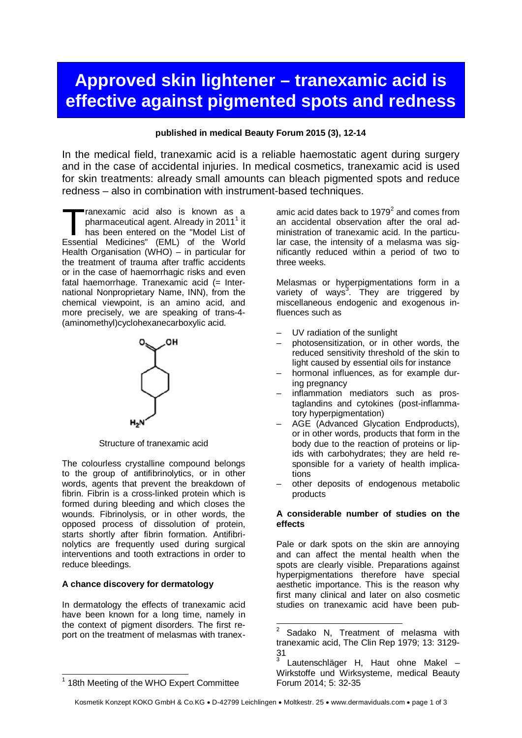# Approved skin lightener – tranexamic acid is effective against pigmented spots and redness

**published in medical Beauty Forum 2015 (3), 12-14**

In the medical field, tranexamic acid is a reliable haemostatic agent during surgery and in the case of accidental injuries. In medical cosmetics, tranexamic acid is used for skin treatments: already small amounts can bleach pigmented spots and reduce redness – also in combination with instrument-based techniques.

Tranexamic acid also is known as a pharmaceutical agent. Already in 2011[1] it has been entered on the "Model List of Essential Medicines" (EML) of the World Health Organisation (WHO) – in particular for the treatment of trauma after traffic accidents or in the case of haemorrhagic risks and even fatal haemorrhage. Tranexamic acid (= International Nonproprietary Name, INN), from the chemical viewpoint, is an amino acid, and more precisely, we are speaking of trans-4-(aminomethyl)cyclohexanecarboxylic acid.

Structure of tranexamic acid

The colourless crystalline compound belongs to the group of antifibrinolytics, or in other words, agents that prevent the breakdown of fibrin. Fibrin is a cross-linked protein which is formed during bleeding and which closes the wounds. Fibrinolysis, or in other words, the opposed process of dissolution of protein, starts shortly after fibrin formation. Antifibrinolytics are frequently used during surgical interventions and tooth extractions in order to reduce bleedings.

### A chance discovery for dermatology

In dermatology the effects of tranexamic acid have been known for a long time, namely in the context of pigment disorders. The first report on the treatment of melasmas with tranexamic acid dates back to 1979[2] and comes from an accidental observation after the oral administration of tranexamic acid. In the particular case, the intensity of a melasma was significantly reduced within a period of two to three weeks.

Melasmas or hyperpigmentations form in a variety of ways[3]. They are triggered by miscellaneous endogenic and exogenous influences such as

- UV radiation of the sunlight
- photosensitization, or in other words, the reduced sensitivity threshold of the skin to light caused by essential oils for instance
- hormonal influences, as for example during pregnancy
- inflammation mediators such as prostaglandins and cytokines (post-inflammatory hyperpigmentation)
- AGE (Advanced Glycation Endproducts), or in other words, products that form in the body due to the reaction of proteins or lipids with carbohydrates; they are held responsible for a variety of health implications
- other deposits of endogenous metabolic products

### A considerable number of studies on the effects

Pale or dark spots on the skin are annoying and can affect the mental health when the spots are clearly visible. Preparations against hyperpigmentations therefore have special aesthetic importance. This is the reason why first many clinical and later on also cosmetic studies on tranexamic acid have been pub-

---

[1] 18th Meeting of the WHO Expert Committee

[2] Sadako N, Treatment of melasma with tranexamic acid, The Clin Rep 1979; 13: 3129-31

[3] Lautenschläger H, Haut ohne Makel – Wirkstoffe und Wirksysteme, medical Beauty Forum 2014; 5: 32-35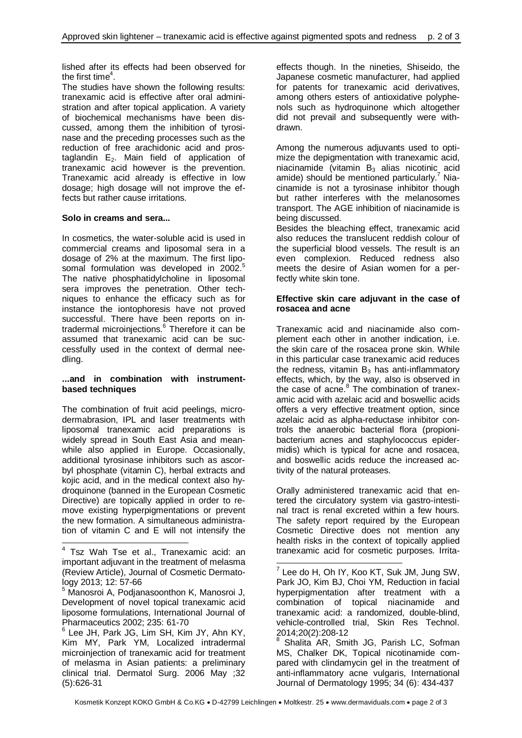lished after its effects had been observed for the first time[4].

The studies have shown the following results: tranexamic acid is effective after oral administration and after topical application. A variety of biochemical mechanisms have been discussed, among them the inhibition of tyrosinase and the preceding processes such as the reduction of free arachidonic acid and prostaglandin $E_2$. Main field of application of tranexamic acid however is the prevention. Tranexamic acid already is effective in low dosage; high dosage will not improve the effects but rather cause irritations.

**Solo in creams and sera...**

In cosmetics, the water-soluble acid is used in commercial creams and liposomal sera in a dosage of 2% at the maximum. The first liposomal formulation was developed in 2002.[5] The native phosphatidylcholine in liposomal sera improves the penetration. Other techniques to enhance the efficacy such as for instance the iontophoresis have not proved successful. There have been reports on intradermal microinjections.[6] Therefore it can be assumed that tranexamic acid can be successfully used in the context of dermal needling.

**...and in combination with instrument-based techniques**

The combination of fruit acid peelings, microdermabrasion, IPL and laser treatments with liposomal tranexamic acid preparations is widely spread in South East Asia and meanwhile also applied in Europe. Occasionally, additional tyrosinase inhibitors such as ascorbyl phosphate (vitamin C), herbal extracts and kojic acid, and in the medical context also hydroquinone (banned in the European Cosmetic Directive) are topically applied in order to remove existing hyperpigmentations or prevent the new formation. A simultaneous administration of vitamin C and E will not intensify the effects though. In the nineties, Shiseido, the Japanese cosmetic manufacturer, had applied for patents for tranexamic acid derivatives, among others esters of antioxidative polyphenols such as hydroquinone which altogether did not prevail and subsequently were withdrawn.

Among the numerous adjuvants used to optimize the depigmentation with tranexamic acid, niacinamide (vitamin $B_3$ alias nicotinic acid amide) should be mentioned particularly.[7] Niacinamide is not a tyrosinase inhibitor though but rather interferes with the melanosomes transport. The AGE inhibition of niacinamide is being discussed.

Besides the bleaching effect, tranexamic acid also reduces the translucent reddish colour of the superficial blood vessels. The result is an even complexion. Reduced redness also meets the desire of Asian women for a perfectly white skin tone.

**Effective skin care adjuvant in the case of rosacea and acne**

Tranexamic acid and niacinamide also complement each other in another indication, i.e. the skin care of the rosacea prone skin. While in this particular case tranexamic acid reduces the redness, vitamin $B_3$ has anti-inflammatory effects, which, by the way, also is observed in the case of acne.[8] The combination of tranexamic acid with azelaic acid and boswellic acids offers a very effective treatment option, since azelaic acid as alpha-reductase inhibitor controls the anaerobic bacterial flora (propionibacterium acnes and staphylococcus epidermidis) which is typical for acne and rosacea, and boswellic acids reduce the increased activity of the natural proteases.

Orally administered tranexamic acid that entered the circulatory system via gastro-intestinal tract is renal excreted within a few hours. The safety report required by the European Cosmetic Directive does not mention any health risks in the context of topically applied tranexamic acid for cosmetic purposes. Irrita-

---

[4] Tsz Wah Tse et al., Tranexamic acid: an important adjuvant in the treatment of melasma (Review Article), Journal of Cosmetic Dermatology 2013; 12: 57-66

[5] Manosroi A, Podjanasoonthon K, Manosroi J, Development of novel topical tranexamic acid liposome formulations, International Journal of Pharmaceutics 2002; 235: 61-70

[6] Lee JH, Park JG, Lim SH, Kim JY, Ahn KY, Kim MY, Park YM, Localized intradermal microinjection of tranexamic acid for treatment of melasma in Asian patients: a preliminary clinical trial. Dermatol Surg. 2006 May ;32 (5):626-31

[7] Lee do H, Oh IY, Koo KT, Suk JM, Jung SW, Park JO, Kim BJ, Choi YM, Reduction in facial hyperpigmentation after treatment with a combination of topical niacinamide and tranexamic acid: a randomized, double-blind, vehicle-controlled trial, Skin Res Technol. 2014;20(2):208-12

[8] Shalita AR, Smith JG, Parish LC, Sofman MS, Chalker DK, Topical nicotinamide compared with clindamycin gel in the treatment of anti-inflammatory acne vulgaris, International Journal of Dermatology 1995; 34 (6): 434-437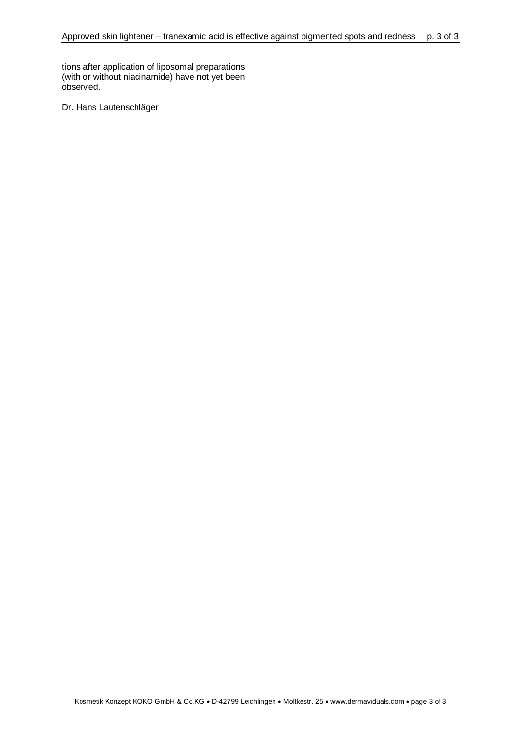tions after application of liposomal preparations (with or without niacinamide) have not yet been observed.

Dr. Hans Lautenschläger